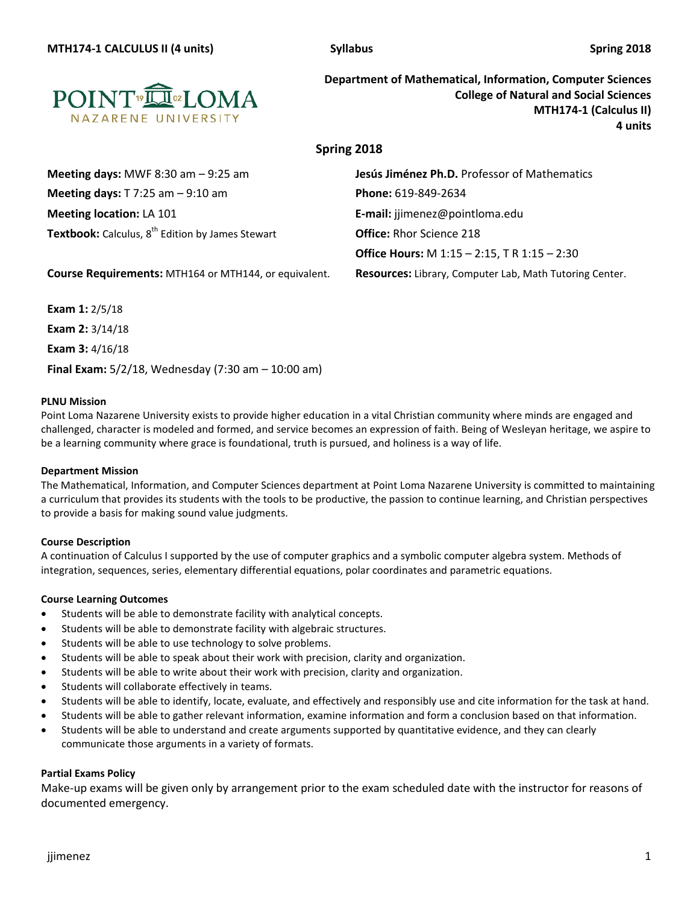**MTH174-1 CALCULUS II (4 units)** **Syllabus** **Spring 2018**

**Department of Mathematical, Information, Computer Sciences**
**College of Natural and Social Sciences**
**MTH174-1 (Calculus II)**
**4 units**

## Spring 2018

**Meeting days:** MWF 8:30 am – 9:25 am
**Meeting days:** T 7:25 am – 9:10 am
**Meeting location:** LA 101
**Textbook:** Calculus, 8th Edition by James Stewart

**Jesús Jiménez Ph.D.** Professor of Mathematics
**Phone:** 619-849-2634
**E-mail:** jjimenez@pointloma.edu
**Office:** Rhor Science 218
**Office Hours:** M 1:15 – 2:15, T R 1:15 – 2:30

**Course Requirements:** MTH164 or MTH144, or equivalent.
**Resources:** Library, Computer Lab, Math Tutoring Center.

**Exam 1:** 2/5/18
**Exam 2:** 3/14/18
**Exam 3:** 4/16/18
**Final Exam:** 5/2/18, Wednesday (7:30 am – 10:00 am)

### PLNU Mission

Point Loma Nazarene University exists to provide higher education in a vital Christian community where minds are engaged and challenged, character is modeled and formed, and service becomes an expression of faith. Being of Wesleyan heritage, we aspire to be a learning community where grace is foundational, truth is pursued, and holiness is a way of life.

### Department Mission

The Mathematical, Information, and Computer Sciences department at Point Loma Nazarene University is committed to maintaining a curriculum that provides its students with the tools to be productive, the passion to continue learning, and Christian perspectives to provide a basis for making sound value judgments.

### Course Description

A continuation of Calculus I supported by the use of computer graphics and a symbolic computer algebra system. Methods of integration, sequences, series, elementary differential equations, polar coordinates and parametric equations.

### Course Learning Outcomes

- Students will be able to demonstrate facility with analytical concepts.
- Students will be able to demonstrate facility with algebraic structures.
- Students will be able to use technology to solve problems.
- Students will be able to speak about their work with precision, clarity and organization.
- Students will be able to write about their work with precision, clarity and organization.
- Students will collaborate effectively in teams.
- Students will be able to identify, locate, evaluate, and effectively and responsibly use and cite information for the task at hand.
- Students will be able to gather relevant information, examine information and form a conclusion based on that information.
- Students will be able to understand and create arguments supported by quantitative evidence, and they can clearly communicate those arguments in a variety of formats.

### Partial Exams Policy

Make-up exams will be given only by arrangement prior to the exam scheduled date with the instructor for reasons of documented emergency.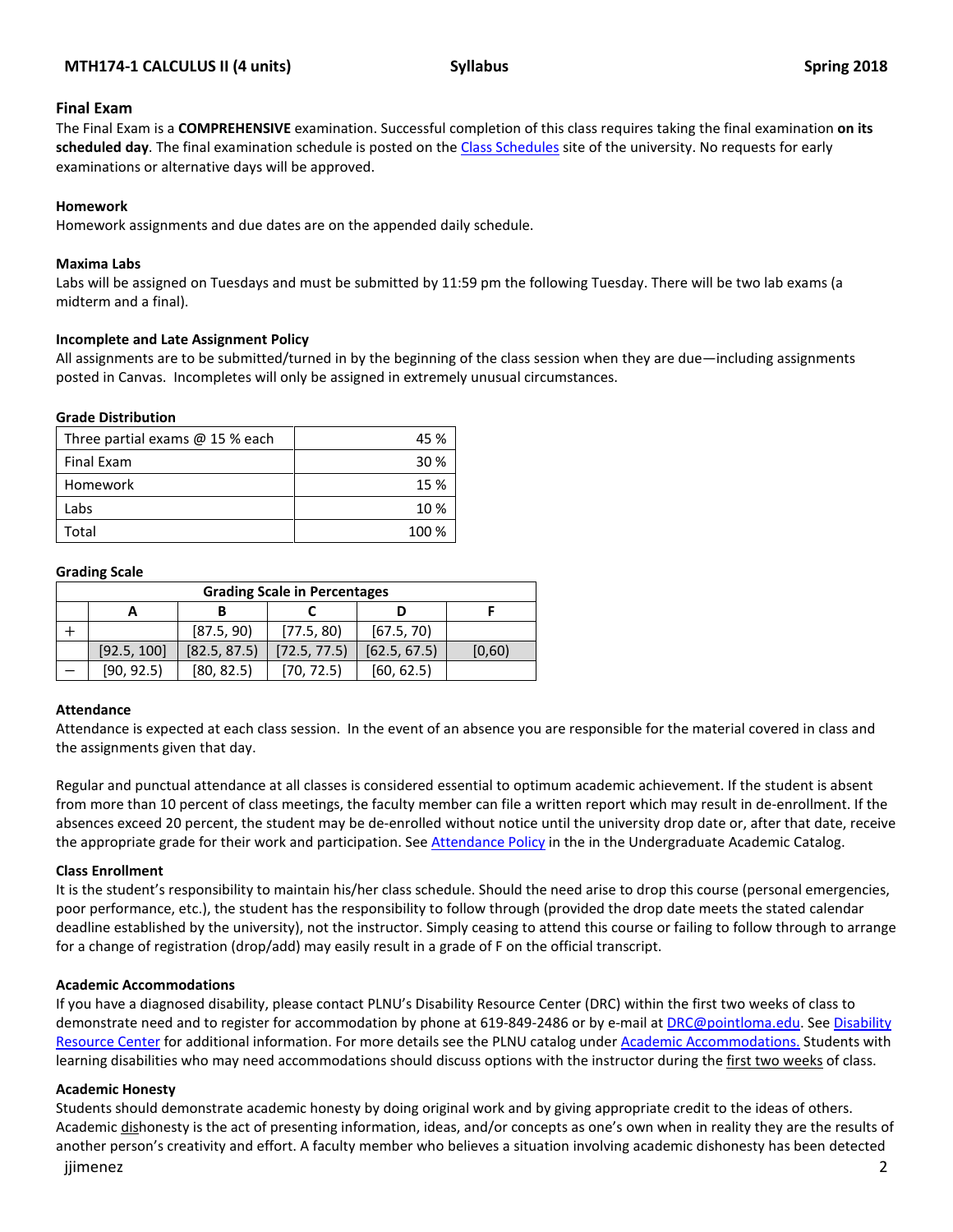## Final Exam

The Final Exam is a **COMPREHENSIVE** examination. Successful completion of this class requires taking the final examination **on its scheduled day**. The final examination schedule is posted on the Class Schedules site of the university. No requests for early examinations or alternative days will be approved.

### Homework

Homework assignments and due dates are on the appended daily schedule.

### Maxima Labs

Labs will be assigned on Tuesdays and must be submitted by 11:59 pm the following Tuesday. There will be two lab exams (a midterm and a final).

### Incomplete and Late Assignment Policy

All assignments are to be submitted/turned in by the beginning of the class session when they are due—including assignments posted in Canvas. Incompletes will only be assigned in extremely unusual circumstances.

### Grade Distribution

| | |
|---|---:|
| Three partial exams @ 15 % each | 45 % |
| Final Exam | 30 % |
| Homework | 15 % |
| Labs | 10 % |
| Total | 100 % |

### Grading Scale

| Grading Scale in Percentages | | | | | |
|---|---|---|---|---|---|
| | A | B | C | D | F |
| + | | [87.5, 90) | [77.5, 80) | [67.5, 70) | |
| | [92.5, 100] | [82.5, 87.5) | [72.5, 77.5) | [62.5, 67.5) | [0,60) |
| − | [90, 92.5) | [80, 82.5) | [70, 72.5) | [60, 62.5) | |

### Attendance

Attendance is expected at each class session. In the event of an absence you are responsible for the material covered in class and the assignments given that day.

Regular and punctual attendance at all classes is considered essential to optimum academic achievement. If the student is absent from more than 10 percent of class meetings, the faculty member can file a written report which may result in de-enrollment. If the absences exceed 20 percent, the student may be de-enrolled without notice until the university drop date or, after that date, receive the appropriate grade for their work and participation. See Attendance Policy in the in the Undergraduate Academic Catalog.

### Class Enrollment

It is the student's responsibility to maintain his/her class schedule. Should the need arise to drop this course (personal emergencies, poor performance, etc.), the student has the responsibility to follow through (provided the drop date meets the stated calendar deadline established by the university), not the instructor. Simply ceasing to attend this course or failing to follow through to arrange for a change of registration (drop/add) may easily result in a grade of F on the official transcript.

### Academic Accommodations

If you have a diagnosed disability, please contact PLNU's Disability Resource Center (DRC) within the first two weeks of class to demonstrate need and to register for accommodation by phone at 619-849-2486 or by e-mail at DRC@pointloma.edu. See Disability Resource Center for additional information. For more details see the PLNU catalog under Academic Accommodations. Students with learning disabilities who may need accommodations should discuss options with the instructor during the first two weeks of class.

### Academic Honesty

Students should demonstrate academic honesty by doing original work and by giving appropriate credit to the ideas of others. Academic dishonesty is the act of presenting information, ideas, and/or concepts as one's own when in reality they are the results of another person's creativity and effort. A faculty member who believes a situation involving academic dishonesty has been detected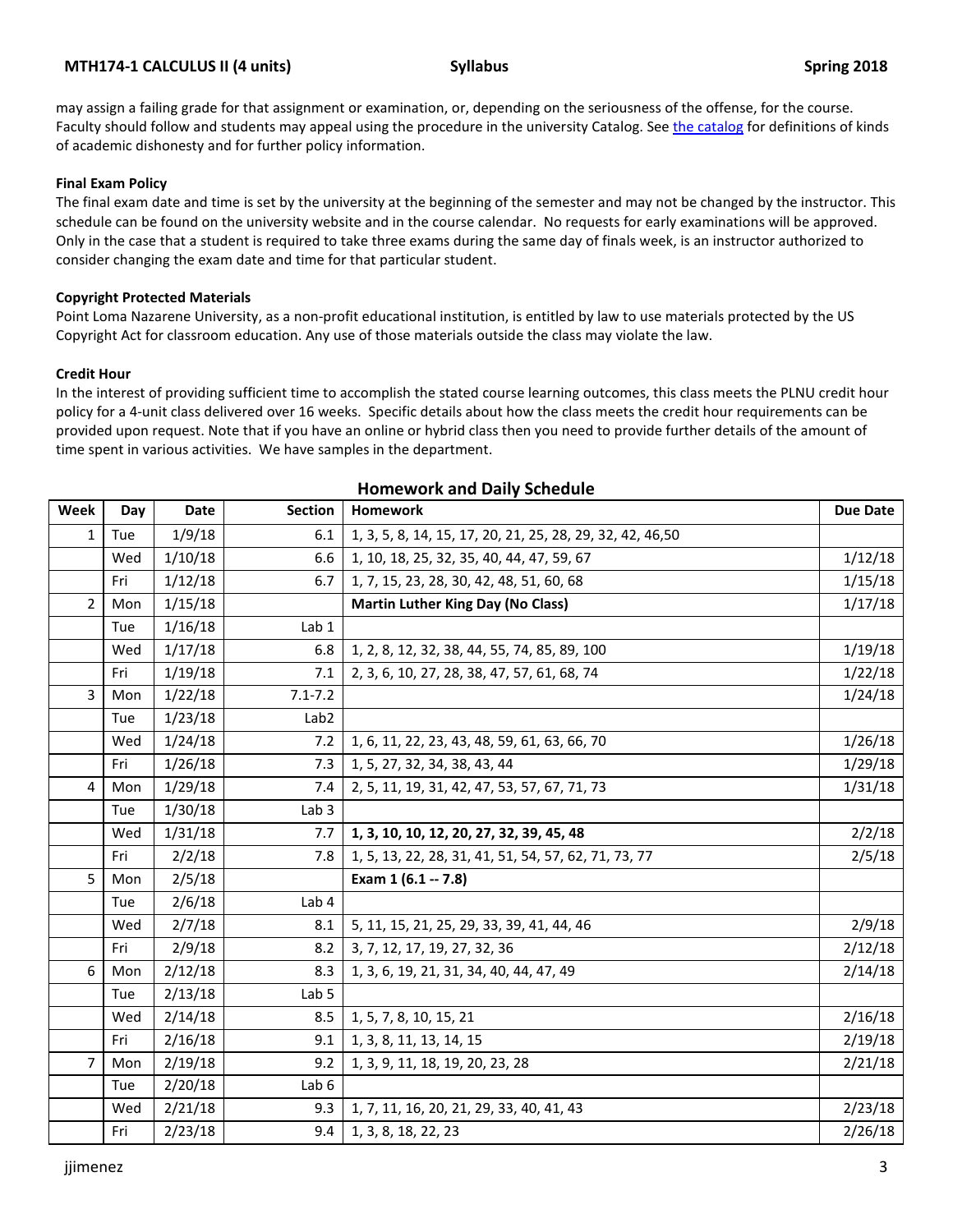may assign a failing grade for that assignment or examination, or, depending on the seriousness of the offense, for the course. Faculty should follow and students may appeal using the procedure in the university Catalog. See [the catalog] for definitions of kinds of academic dishonesty and for further policy information.

#### Final Exam Policy

The final exam date and time is set by the university at the beginning of the semester and may not be changed by the instructor. This schedule can be found on the university website and in the course calendar. No requests for early examinations will be approved. Only in the case that a student is required to take three exams during the same day of finals week, is an instructor authorized to consider changing the exam date and time for that particular student.

#### Copyright Protected Materials

Point Loma Nazarene University, as a non-profit educational institution, is entitled by law to use materials protected by the US Copyright Act for classroom education. Any use of those materials outside the class may violate the law.

#### Credit Hour

In the interest of providing sufficient time to accomplish the stated course learning outcomes, this class meets the PLNU credit hour policy for a 4-unit class delivered over 16 weeks. Specific details about how the class meets the credit hour requirements can be provided upon request. Note that if you have an online or hybrid class then you need to provide further details of the amount of time spent in various activities. We have samples in the department.

## Homework and Daily Schedule

| Week | Day | Date | Section | Homework | Due Date |
|---|---|---|---|---|---|
| 1 | Tue | 1/9/18 | 6.1 | 1, 3, 5, 8, 14, 15, 17, 20, 21, 25, 28, 29, 32, 42, 46,50 | |
| | Wed | 1/10/18 | 6.6 | 1, 10, 18, 25, 32, 35, 40, 44, 47, 59, 67 | 1/12/18 |
| | Fri | 1/12/18 | 6.7 | 1, 7, 15, 23, 28, 30, 42, 48, 51, 60, 68 | 1/15/18 |
| 2 | Mon | 1/15/18 | | **Martin Luther King Day (No Class)** | 1/17/18 |
| | Tue | 1/16/18 | Lab 1 | | |
| | Wed | 1/17/18 | 6.8 | 1, 2, 8, 12, 32, 38, 44, 55, 74, 85, 89, 100 | 1/19/18 |
| | Fri | 1/19/18 | 7.1 | 2, 3, 6, 10, 27, 28, 38, 47, 57, 61, 68, 74 | 1/22/18 |
| 3 | Mon | 1/22/18 | 7.1-7.2 | | 1/24/18 |
| | Tue | 1/23/18 | Lab2 | | |
| | Wed | 1/24/18 | 7.2 | 1, 6, 11, 22, 23, 43, 48, 59, 61, 63, 66, 70 | 1/26/18 |
| | Fri | 1/26/18 | 7.3 | 1, 5, 27, 32, 34, 38, 43, 44 | 1/29/18 |
| 4 | Mon | 1/29/18 | 7.4 | 2, 5, 11, 19, 31, 42, 47, 53, 57, 67, 71, 73 | 1/31/18 |
| | Tue | 1/30/18 | Lab 3 | | |
| | Wed | 1/31/18 | 7.7 | **1, 3, 10, 10, 12, 20, 27, 32, 39, 45, 48** | 2/2/18 |
| | Fri | 2/2/18 | 7.8 | 1, 5, 13, 22, 28, 31, 41, 51, 54, 57, 62, 71, 73, 77 | 2/5/18 |
| 5 | Mon | 2/5/18 | | **Exam 1 (6.1 -- 7.8)** | |
| | Tue | 2/6/18 | Lab 4 | | |
| | Wed | 2/7/18 | 8.1 | 5, 11, 15, 21, 25, 29, 33, 39, 41, 44, 46 | 2/9/18 |
| | Fri | 2/9/18 | 8.2 | 3, 7, 12, 17, 19, 27, 32, 36 | 2/12/18 |
| 6 | Mon | 2/12/18 | 8.3 | 1, 3, 6, 19, 21, 31, 34, 40, 44, 47, 49 | 2/14/18 |
| | Tue | 2/13/18 | Lab 5 | | |
| | Wed | 2/14/18 | 8.5 | 1, 5, 7, 8, 10, 15, 21 | 2/16/18 |
| | Fri | 2/16/18 | 9.1 | 1, 3, 8, 11, 13, 14, 15 | 2/19/18 |
| 7 | Mon | 2/19/18 | 9.2 | 1, 3, 9, 11, 18, 19, 20, 23, 28 | 2/21/18 |
| | Tue | 2/20/18 | Lab 6 | | |
| | Wed | 2/21/18 | 9.3 | 1, 7, 11, 16, 20, 21, 29, 33, 40, 41, 43 | 2/23/18 |
| | Fri | 2/23/18 | 9.4 | 1, 3, 8, 18, 22, 23 | 2/26/18 |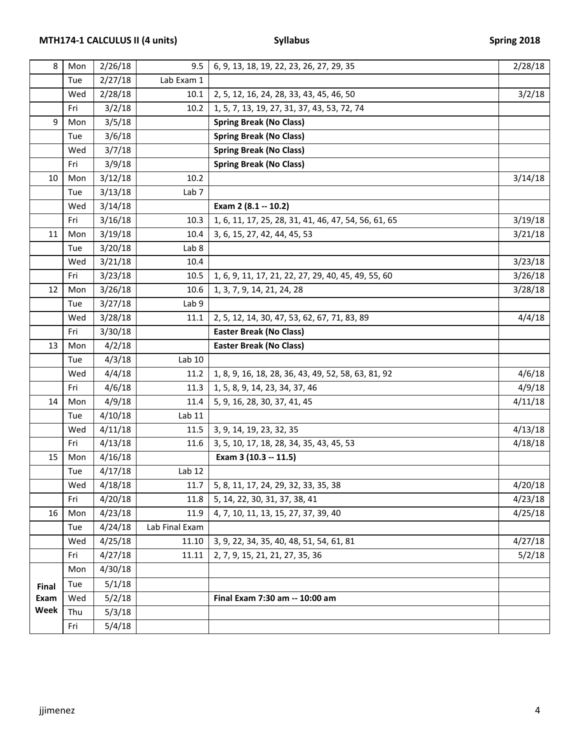| | | | | | |
|---|---|---|---|---|---|
| 8 | Mon | 2/26/18 | 9.5 | 6, 9, 13, 18, 19, 22, 23, 26, 27, 29, 35 | 2/28/18 |
| | Tue | 2/27/18 | Lab Exam 1 | | |
| | Wed | 2/28/18 | 10.1 | 2, 5, 12, 16, 24, 28, 33, 43, 45, 46, 50 | 3/2/18 |
| | Fri | 3/2/18 | 10.2 | 1, 5, 7, 13, 19, 27, 31, 37, 43, 53, 72, 74 | |
| 9 | Mon | 3/5/18 | | **Spring Break (No Class)** | |
| | Tue | 3/6/18 | | **Spring Break (No Class)** | |
| | Wed | 3/7/18 | | **Spring Break (No Class)** | |
| | Fri | 3/9/18 | | **Spring Break (No Class)** | |
| 10 | Mon | 3/12/18 | 10.2 | | 3/14/18 |
| | Tue | 3/13/18 | Lab 7 | | |
| | Wed | 3/14/18 | | **Exam 2 (8.1 -- 10.2)** | |
| | Fri | 3/16/18 | 10.3 | 1, 6, 11, 17, 25, 28, 31, 41, 46, 47, 54, 56, 61, 65 | 3/19/18 |
| 11 | Mon | 3/19/18 | 10.4 | 3, 6, 15, 27, 42, 44, 45, 53 | 3/21/18 |
| | Tue | 3/20/18 | Lab 8 | | |
| | Wed | 3/21/18 | 10.4 | | 3/23/18 |
| | Fri | 3/23/18 | 10.5 | 1, 6, 9, 11, 17, 21, 22, 27, 29, 40, 45, 49, 55, 60 | 3/26/18 |
| 12 | Mon | 3/26/18 | 10.6 | 1, 3, 7, 9, 14, 21, 24, 28 | 3/28/18 |
| | Tue | 3/27/18 | Lab 9 | | |
| | Wed | 3/28/18 | 11.1 | 2, 5, 12, 14, 30, 47, 53, 62, 67, 71, 83, 89 | 4/4/18 |
| | Fri | 3/30/18 | | **Easter Break (No Class)** | |
| 13 | Mon | 4/2/18 | | **Easter Break (No Class)** | |
| | Tue | 4/3/18 | Lab 10 | | |
| | Wed | 4/4/18 | 11.2 | 1, 8, 9, 16, 18, 28, 36, 43, 49, 52, 58, 63, 81, 92 | 4/6/18 |
| | Fri | 4/6/18 | 11.3 | 1, 5, 8, 9, 14, 23, 34, 37, 46 | 4/9/18 |
| 14 | Mon | 4/9/18 | 11.4 | 5, 9, 16, 28, 30, 37, 41, 45 | 4/11/18 |
| | Tue | 4/10/18 | Lab 11 | | |
| | Wed | 4/11/18 | 11.5 | 3, 9, 14, 19, 23, 32, 35 | 4/13/18 |
| | Fri | 4/13/18 | 11.6 | 3, 5, 10, 17, 18, 28, 34, 35, 43, 45, 53 | 4/18/18 |
| 15 | Mon | 4/16/18 | | **Exam 3 (10.3 -- 11.5)** | |
| | Tue | 4/17/18 | Lab 12 | | |
| | Wed | 4/18/18 | 11.7 | 5, 8, 11, 17, 24, 29, 32, 33, 35, 38 | 4/20/18 |
| | Fri | 4/20/18 | 11.8 | 5, 14, 22, 30, 31, 37, 38, 41 | 4/23/18 |
| 16 | Mon | 4/23/18 | 11.9 | 4, 7, 10, 11, 13, 15, 27, 37, 39, 40 | 4/25/18 |
| | Tue | 4/24/18 | Lab Final Exam | | |
| | Wed | 4/25/18 | 11.10 | 3, 9, 22, 34, 35, 40, 48, 51, 54, 61, 81 | 4/27/18 |
| | Fri | 4/27/18 | 11.11 | 2, 7, 9, 15, 21, 21, 27, 35, 36 | 5/2/18 |
| **Final Exam Week** | Mon | 4/30/18 | | | |
| | Tue | 5/1/18 | | | |
| | Wed | 5/2/18 | | **Final Exam 7:30 am -- 10:00 am** | |
| | Thu | 5/3/18 | | | |
| | Fri | 5/4/18 | | | |